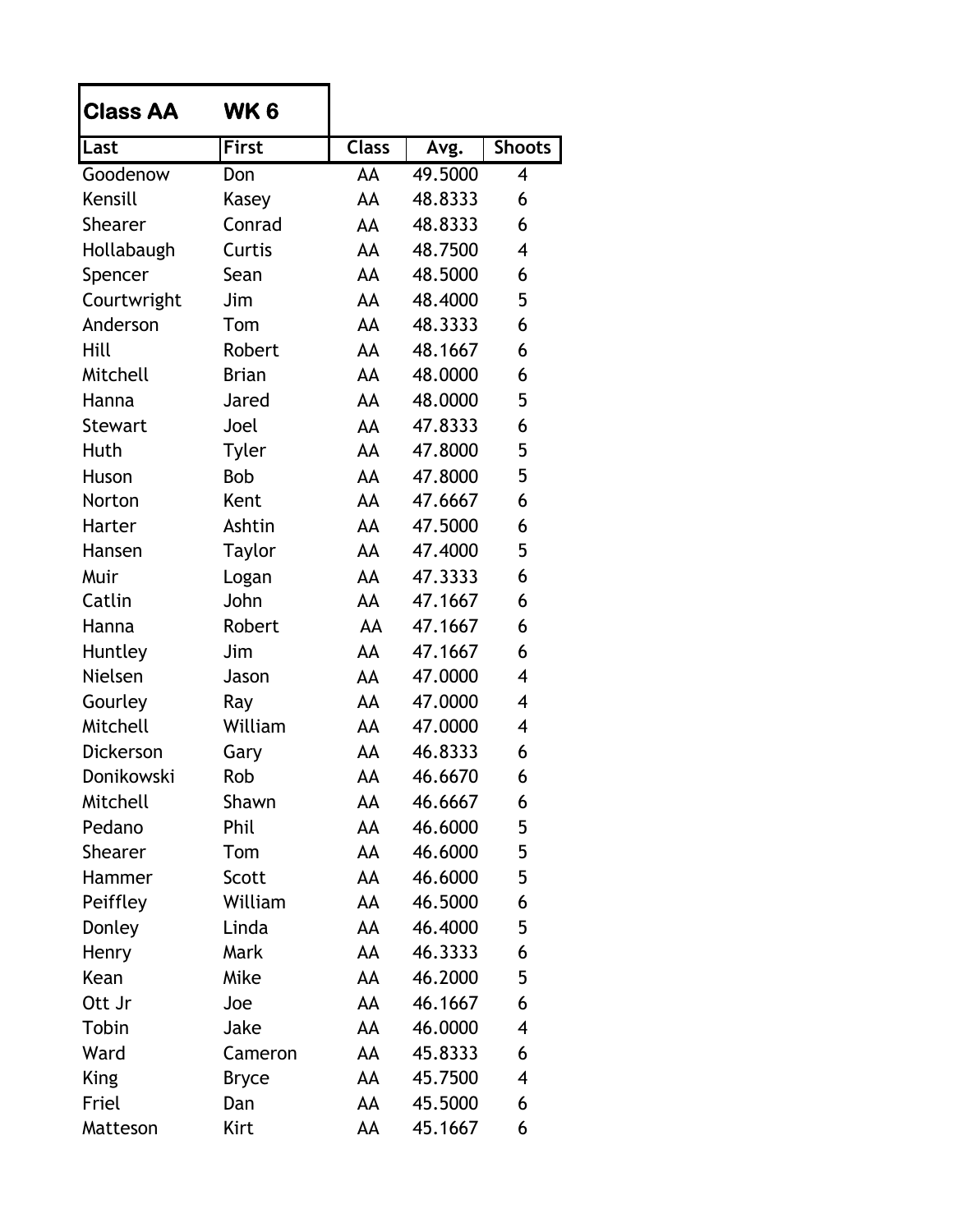| Class AA | WK 6 | | | |
|---|---|---|---|---|
| **Last** | **First** | **Class** | **Avg.** | **Shoots** |
| Goodenow | Don | AA | 49.5000 | 4 |
| Kensill | Kasey | AA | 48.8333 | 6 |
| Shearer | Conrad | AA | 48.8333 | 6 |
| Hollabaugh | Curtis | AA | 48.7500 | 4 |
| Spencer | Sean | AA | 48.5000 | 6 |
| Courtwright | Jim | AA | 48.4000 | 5 |
| Anderson | Tom | AA | 48.3333 | 6 |
| Hill | Robert | AA | 48.1667 | 6 |
| Mitchell | Brian | AA | 48.0000 | 6 |
| Hanna | Jared | AA | 48.0000 | 5 |
| Stewart | Joel | AA | 47.8333 | 6 |
| Huth | Tyler | AA | 47.8000 | 5 |
| Huson | Bob | AA | 47.8000 | 5 |
| Norton | Kent | AA | 47.6667 | 6 |
| Harter | Ashtin | AA | 47.5000 | 6 |
| Hansen | Taylor | AA | 47.4000 | 5 |
| Muir | Logan | AA | 47.3333 | 6 |
| Catlin | John | AA | 47.1667 | 6 |
| Hanna | Robert | AA | 47.1667 | 6 |
| Huntley | Jim | AA | 47.1667 | 6 |
| Nielsen | Jason | AA | 47.0000 | 4 |
| Gourley | Ray | AA | 47.0000 | 4 |
| Mitchell | William | AA | 47.0000 | 4 |
| Dickerson | Gary | AA | 46.8333 | 6 |
| Donikowski | Rob | AA | 46.6670 | 6 |
| Mitchell | Shawn | AA | 46.6667 | 6 |
| Pedano | Phil | AA | 46.6000 | 5 |
| Shearer | Tom | AA | 46.6000 | 5 |
| Hammer | Scott | AA | 46.6000 | 5 |
| Peiffley | William | AA | 46.5000 | 6 |
| Donley | Linda | AA | 46.4000 | 5 |
| Henry | Mark | AA | 46.3333 | 6 |
| Kean | Mike | AA | 46.2000 | 5 |
| Ott Jr | Joe | AA | 46.1667 | 6 |
| Tobin | Jake | AA | 46.0000 | 4 |
| Ward | Cameron | AA | 45.8333 | 6 |
| King | Bryce | AA | 45.7500 | 4 |
| Friel | Dan | AA | 45.5000 | 6 |
| Matteson | Kirt | AA | 45.1667 | 6 |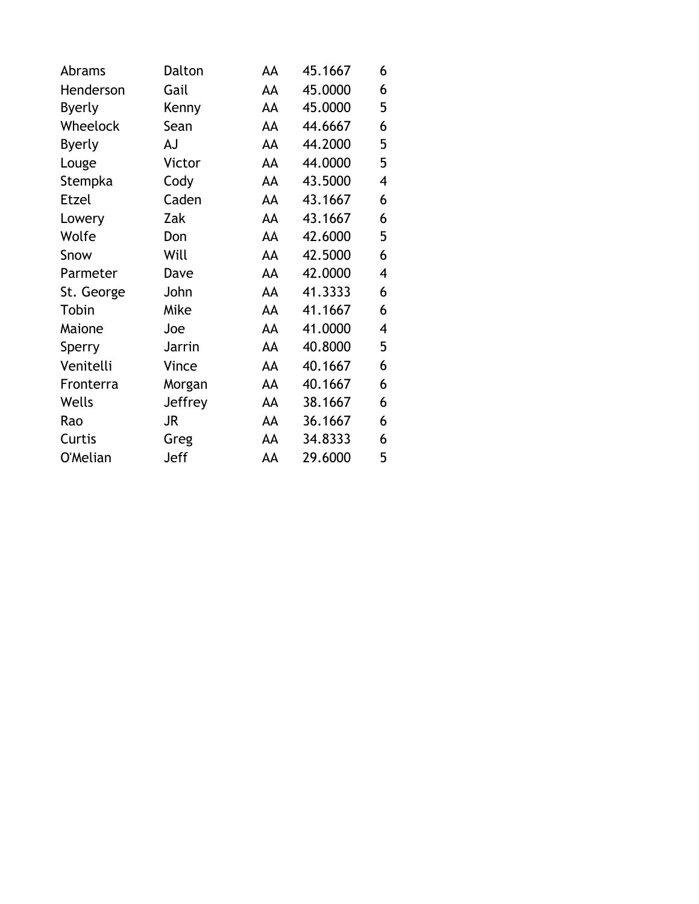| | | | | |
|---|---|---|---|---|
| Abrams | Dalton | AA | 45.1667 | 6 |
| Henderson | Gail | AA | 45.0000 | 6 |
| Byerly | Kenny | AA | 45.0000 | 5 |
| Wheelock | Sean | AA | 44.6667 | 6 |
| Byerly | AJ | AA | 44.2000 | 5 |
| Louge | Victor | AA | 44.0000 | 5 |
| Stempka | Cody | AA | 43.5000 | 4 |
| Etzel | Caden | AA | 43.1667 | 6 |
| Lowery | Zak | AA | 43.1667 | 6 |
| Wolfe | Don | AA | 42.6000 | 5 |
| Snow | Will | AA | 42.5000 | 6 |
| Parmeter | Dave | AA | 42.0000 | 4 |
| St. George | John | AA | 41.3333 | 6 |
| Tobin | Mike | AA | 41.1667 | 6 |
| Maione | Joe | AA | 41.0000 | 4 |
| Sperry | Jarrin | AA | 40.8000 | 5 |
| Venitelli | Vince | AA | 40.1667 | 6 |
| Fronterra | Morgan | AA | 40.1667 | 6 |
| Wells | Jeffrey | AA | 38.1667 | 6 |
| Rao | JR | AA | 36.1667 | 6 |
| Curtis | Greg | AA | 34.8333 | 6 |
| O'Melian | Jeff | AA | 29.6000 | 5 |